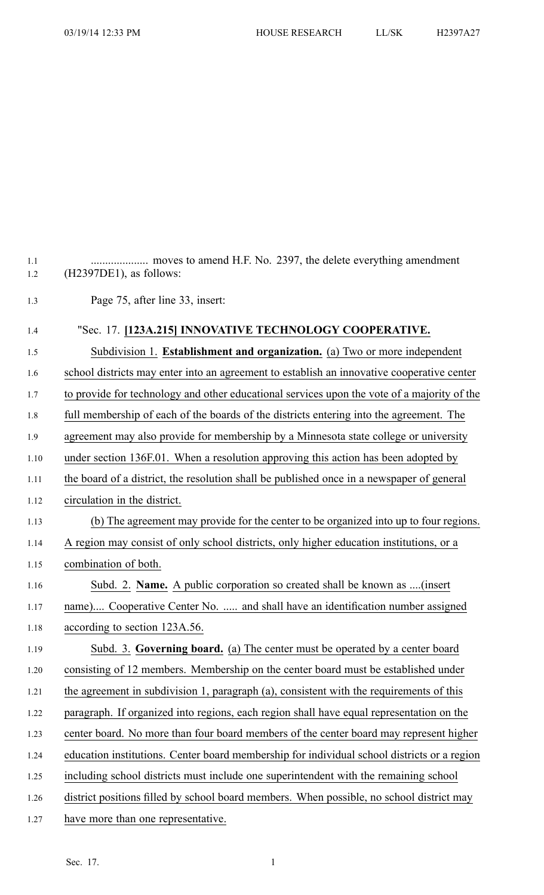.................... moves to amend H.F. No. 2397, the delete everything amendment (H2397DE1), as follows:

Page 75, after line 33, insert:

"Sec. 17. **[123A.215] INNOVATIVE TECHNOLOGY COOPERATIVE.**

Subdivision 1. **Establishment and organization.** (a) Two or more independent school districts may enter into an agreement to establish an innovative cooperative center to provide for technology and other educational services upon the vote of a majority of the full membership of each of the boards of the districts entering into the agreement. The agreement may also provide for membership by a Minnesota state college or university under section 136F.01. When a resolution approving this action has been adopted by the board of a district, the resolution shall be published once in a newspaper of general circulation in the district.

(b) The agreement may provide for the center to be organized into up to four regions. A region may consist of only school districts, only higher education institutions, or a combination of both.

Subd. 2. **Name.** A public corporation so created shall be known as ....(insert name).... Cooperative Center No. ..... and shall have an identification number assigned according to section 123A.56.

Subd. 3. **Governing board.** (a) The center must be operated by a center board consisting of 12 members. Membership on the center board must be established under the agreement in subdivision 1, paragraph (a), consistent with the requirements of this paragraph. If organized into regions, each region shall have equal representation on the center board. No more than four board members of the center board may represent higher education institutions. Center board membership for individual school districts or a region including school districts must include one superintendent with the remaining school district positions filled by school board members. When possible, no school district may have more than one representative.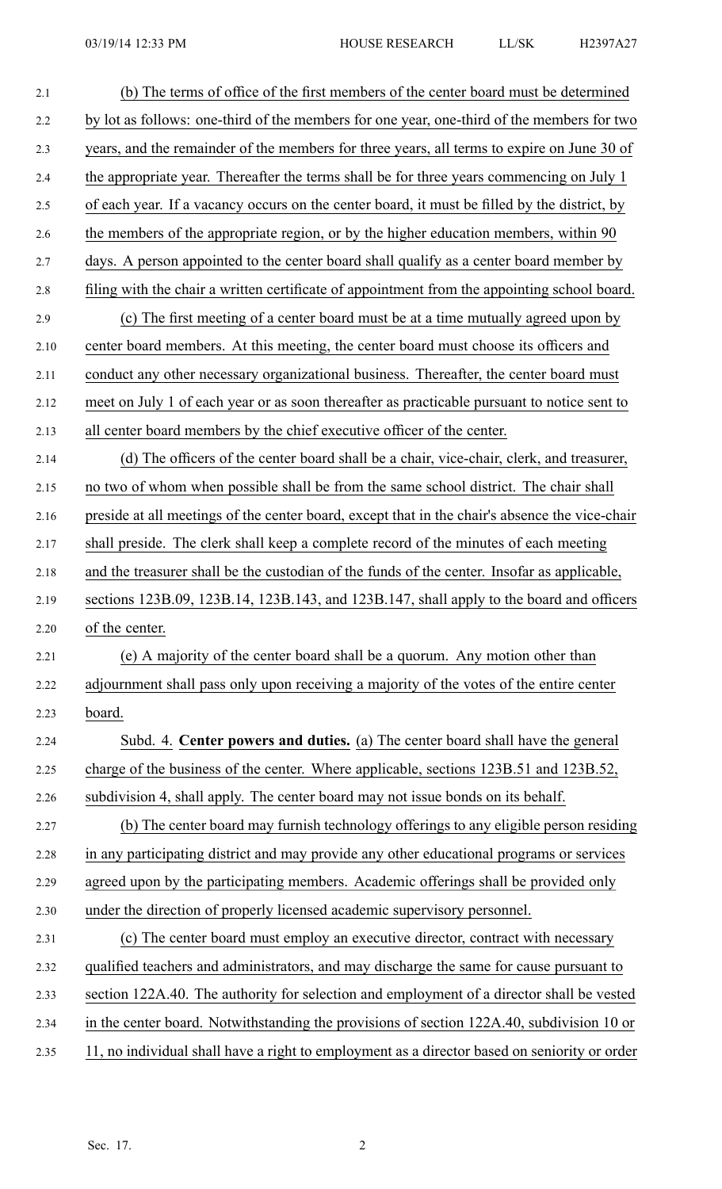(b) The terms of office of the first members of the center board must be determined by lot as follows: one-third of the members for one year, one-third of the members for two years, and the remainder of the members for three years, all terms to expire on June 30 of the appropriate year. Thereafter the terms shall be for three years commencing on July 1 of each year. If a vacancy occurs on the center board, it must be filled by the district, by the members of the appropriate region, or by the higher education members, within 90 days. A person appointed to the center board shall qualify as a center board member by filing with the chair a written certificate of appointment from the appointing school board.

(c) The first meeting of a center board must be at a time mutually agreed upon by center board members. At this meeting, the center board must choose its officers and conduct any other necessary organizational business. Thereafter, the center board must meet on July 1 of each year or as soon thereafter as practicable pursuant to notice sent to all center board members by the chief executive officer of the center.

(d) The officers of the center board shall be a chair, vice-chair, clerk, and treasurer, no two of whom when possible shall be from the same school district. The chair shall preside at all meetings of the center board, except that in the chair's absence the vice-chair shall preside. The clerk shall keep a complete record of the minutes of each meeting and the treasurer shall be the custodian of the funds of the center. Insofar as applicable, sections 123B.09, 123B.14, 123B.143, and 123B.147, shall apply to the board and officers of the center.

(e) A majority of the center board shall be a quorum. Any motion other than adjournment shall pass only upon receiving a majority of the votes of the entire center board.

Subd. 4. **Center powers and duties.** (a) The center board shall have the general charge of the business of the center. Where applicable, sections 123B.51 and 123B.52, subdivision 4, shall apply. The center board may not issue bonds on its behalf.

(b) The center board may furnish technology offerings to any eligible person residing in any participating district and may provide any other educational programs or services agreed upon by the participating members. Academic offerings shall be provided only under the direction of properly licensed academic supervisory personnel.

(c) The center board must employ an executive director, contract with necessary qualified teachers and administrators, and may discharge the same for cause pursuant to section 122A.40. The authority for selection and employment of a director shall be vested in the center board. Notwithstanding the provisions of section 122A.40, subdivision 10 or 11, no individual shall have a right to employment as a director based on seniority or order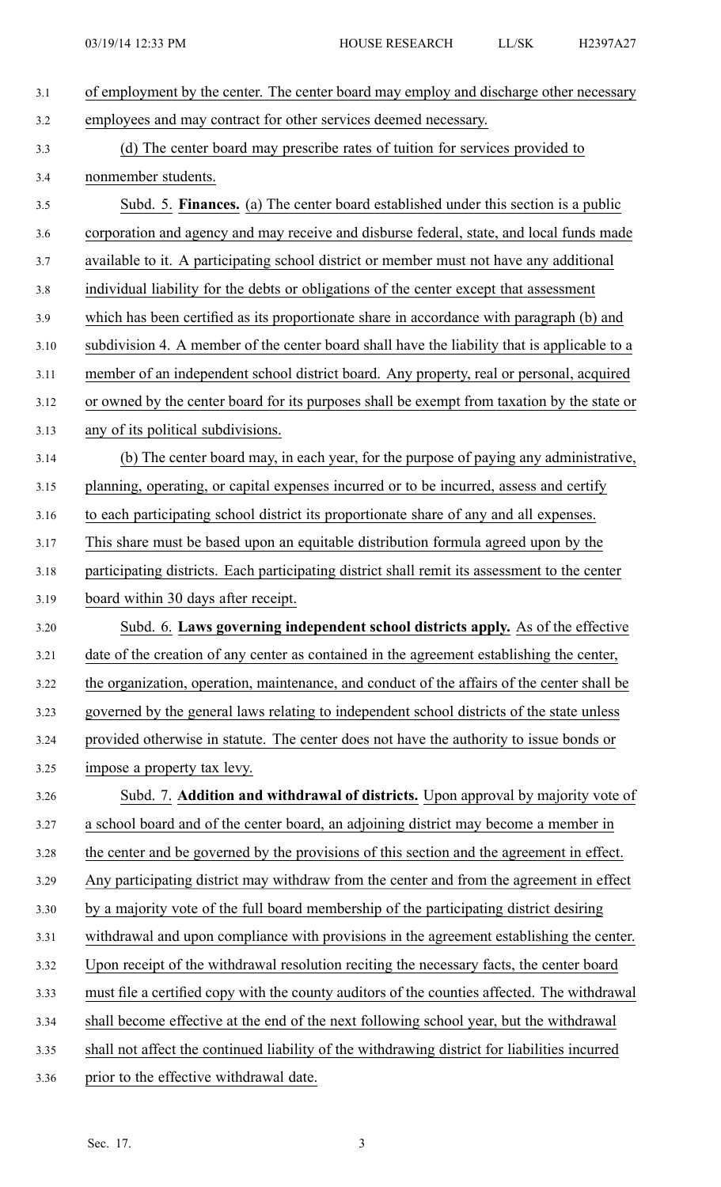of employment by the center. The center board may employ and discharge other necessary employees and may contract for other services deemed necessary.

(d) The center board may prescribe rates of tuition for services provided to nonmember students.

Subd. 5. **Finances.** (a) The center board established under this section is a public corporation and agency and may receive and disburse federal, state, and local funds made available to it. A participating school district or member must not have any additional individual liability for the debts or obligations of the center except that assessment which has been certified as its proportionate share in accordance with paragraph (b) and subdivision 4. A member of the center board shall have the liability that is applicable to a member of an independent school district board. Any property, real or personal, acquired or owned by the center board for its purposes shall be exempt from taxation by the state or any of its political subdivisions.

(b) The center board may, in each year, for the purpose of paying any administrative, planning, operating, or capital expenses incurred or to be incurred, assess and certify to each participating school district its proportionate share of any and all expenses. This share must be based upon an equitable distribution formula agreed upon by the participating districts. Each participating district shall remit its assessment to the center board within 30 days after receipt.

Subd. 6. **Laws governing independent school districts apply.** As of the effective date of the creation of any center as contained in the agreement establishing the center, the organization, operation, maintenance, and conduct of the affairs of the center shall be governed by the general laws relating to independent school districts of the state unless provided otherwise in statute. The center does not have the authority to issue bonds or impose a property tax levy.

Subd. 7. **Addition and withdrawal of districts.** Upon approval by majority vote of a school board and of the center board, an adjoining district may become a member in the center and be governed by the provisions of this section and the agreement in effect. Any participating district may withdraw from the center and from the agreement in effect by a majority vote of the full board membership of the participating district desiring withdrawal and upon compliance with provisions in the agreement establishing the center. Upon receipt of the withdrawal resolution reciting the necessary facts, the center board must file a certified copy with the county auditors of the counties affected. The withdrawal shall become effective at the end of the next following school year, but the withdrawal shall not affect the continued liability of the withdrawing district for liabilities incurred prior to the effective withdrawal date.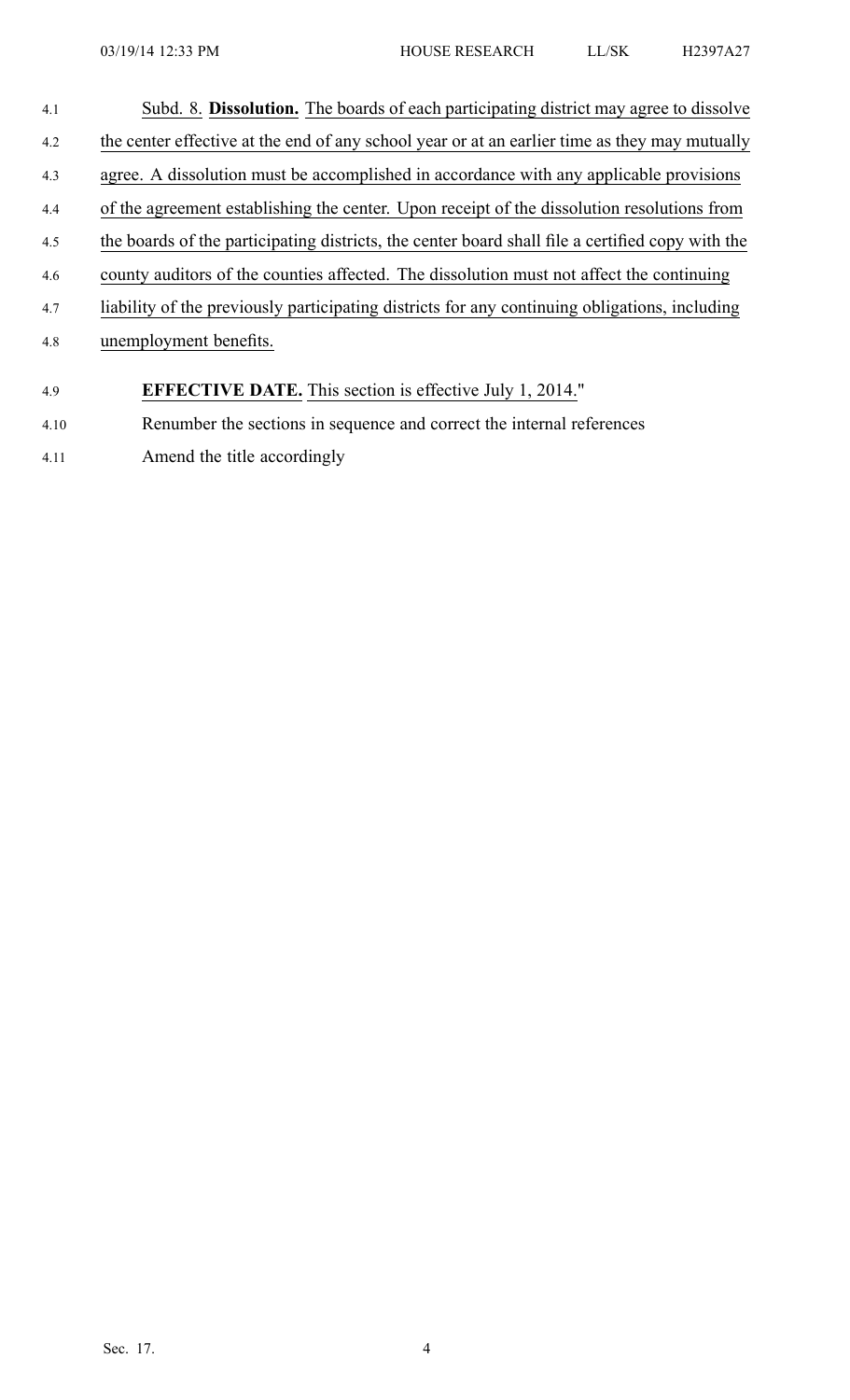Subd. 8. **Dissolution.** The boards of each participating district may agree to dissolve the center effective at the end of any school year or at an earlier time as they may mutually agree. A dissolution must be accomplished in accordance with any applicable provisions of the agreement establishing the center. Upon receipt of the dissolution resolutions from the boards of the participating districts, the center board shall file a certified copy with the county auditors of the counties affected. The dissolution must not affect the continuing liability of the previously participating districts for any continuing obligations, including unemployment benefits.

**EFFECTIVE DATE.** This section is effective July 1, 2014."

Renumber the sections in sequence and correct the internal references

Amend the title accordingly